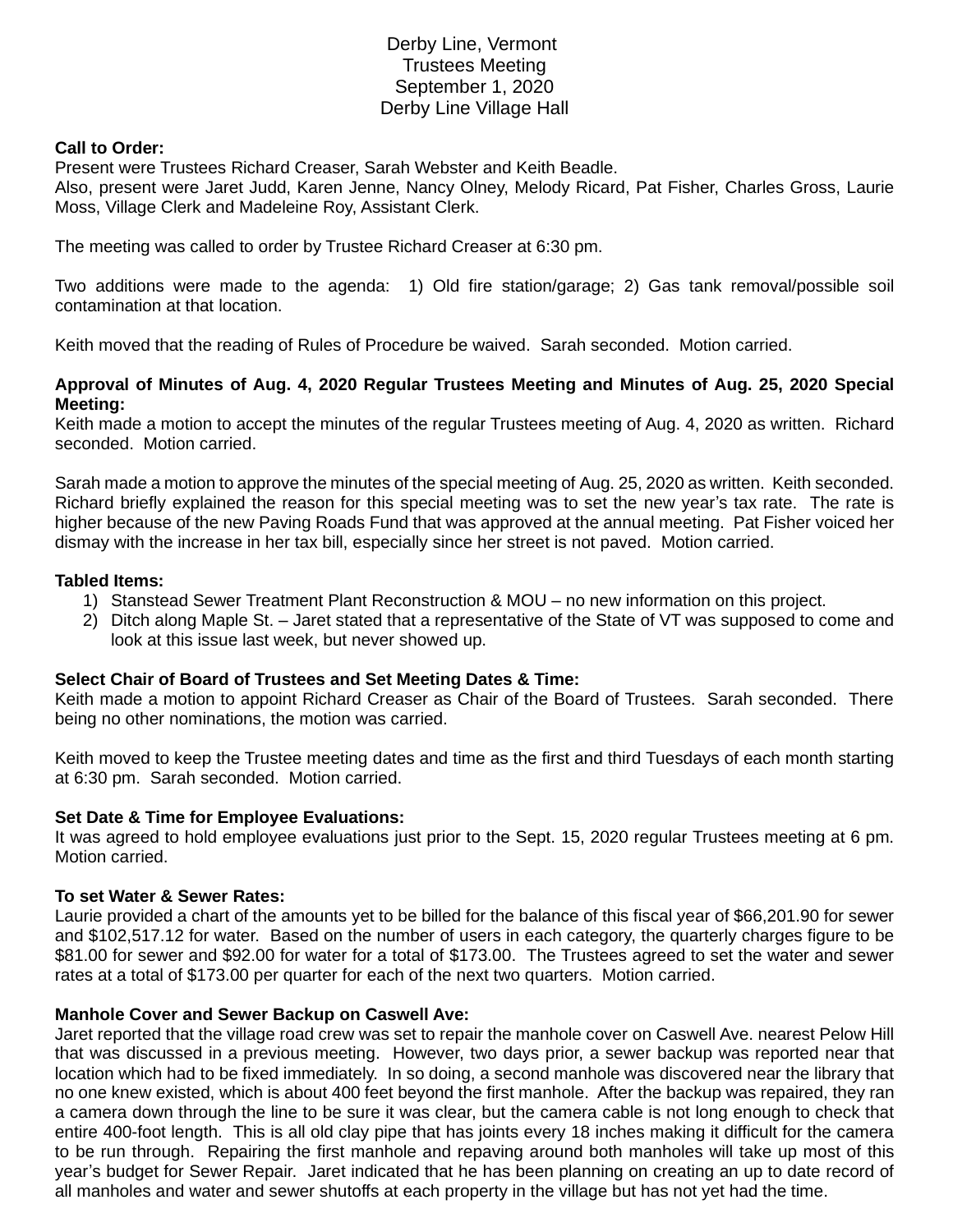# Derby Line, Vermont
## Trustees Meeting
## September 1, 2020
## Derby Line Village Hall

**Call to Order:**
Present were Trustees Richard Creaser, Sarah Webster and Keith Beadle.
Also, present were Jaret Judd, Karen Jenne, Nancy Olney, Melody Ricard, Pat Fisher, Charles Gross, Laurie Moss, Village Clerk and Madeleine Roy, Assistant Clerk.

The meeting was called to order by Trustee Richard Creaser at 6:30 pm.

Two additions were made to the agenda: 1) Old fire station/garage; 2) Gas tank removal/possible soil contamination at that location.

Keith moved that the reading of Rules of Procedure be waived. Sarah seconded. Motion carried.

**Approval of Minutes of Aug. 4, 2020 Regular Trustees Meeting and Minutes of Aug. 25, 2020 Special Meeting:**
Keith made a motion to accept the minutes of the regular Trustees meeting of Aug. 4, 2020 as written. Richard seconded. Motion carried.

Sarah made a motion to approve the minutes of the special meeting of Aug. 25, 2020 as written. Keith seconded. Richard briefly explained the reason for this special meeting was to set the new year's tax rate. The rate is higher because of the new Paving Roads Fund that was approved at the annual meeting. Pat Fisher voiced her dismay with the increase in her tax bill, especially since her street is not paved. Motion carried.

**Tabled Items:**
1) Stanstead Sewer Treatment Plant Reconstruction & MOU – no new information on this project.
2) Ditch along Maple St. – Jaret stated that a representative of the State of VT was supposed to come and look at this issue last week, but never showed up.

**Select Chair of Board of Trustees and Set Meeting Dates & Time:**
Keith made a motion to appoint Richard Creaser as Chair of the Board of Trustees. Sarah seconded. There being no other nominations, the motion was carried.

Keith moved to keep the Trustee meeting dates and time as the first and third Tuesdays of each month starting at 6:30 pm. Sarah seconded. Motion carried.

**Set Date & Time for Employee Evaluations:**
It was agreed to hold employee evaluations just prior to the Sept. 15, 2020 regular Trustees meeting at 6 pm. Motion carried.

**To set Water & Sewer Rates:**
Laurie provided a chart of the amounts yet to be billed for the balance of this fiscal year of $66,201.90 for sewer and $102,517.12 for water. Based on the number of users in each category, the quarterly charges figure to be $81.00 for sewer and $92.00 for water for a total of $173.00. The Trustees agreed to set the water and sewer rates at a total of $173.00 per quarter for each of the next two quarters. Motion carried.

**Manhole Cover and Sewer Backup on Caswell Ave:**
Jaret reported that the village road crew was set to repair the manhole cover on Caswell Ave. nearest Pelow Hill that was discussed in a previous meeting. However, two days prior, a sewer backup was reported near that location which had to be fixed immediately. In so doing, a second manhole was discovered near the library that no one knew existed, which is about 400 feet beyond the first manhole. After the backup was repaired, they ran a camera down through the line to be sure it was clear, but the camera cable is not long enough to check that entire 400-foot length. This is all old clay pipe that has joints every 18 inches making it difficult for the camera to be run through. Repairing the first manhole and repaving around both manholes will take up most of this year's budget for Sewer Repair. Jaret indicated that he has been planning on creating an up to date record of all manholes and water and sewer shutoffs at each property in the village but has not yet had the time.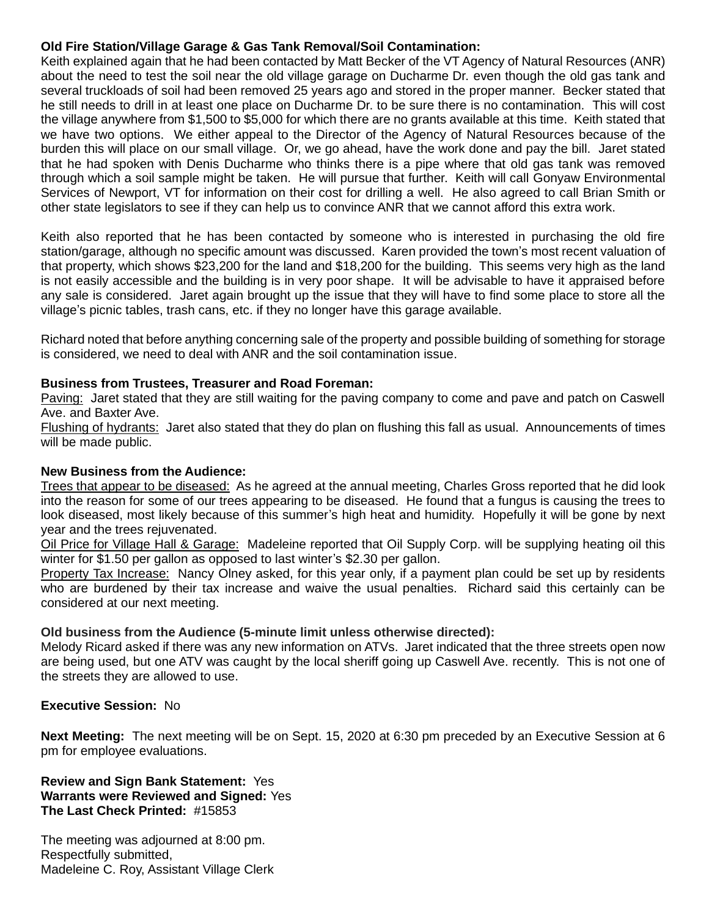**Old Fire Station/Village Garage & Gas Tank Removal/Soil Contamination:**
Keith explained again that he had been contacted by Matt Becker of the VT Agency of Natural Resources (ANR) about the need to test the soil near the old village garage on Ducharme Dr. even though the old gas tank and several truckloads of soil had been removed 25 years ago and stored in the proper manner. Becker stated that he still needs to drill in at least one place on Ducharme Dr. to be sure there is no contamination. This will cost the village anywhere from $1,500 to $5,000 for which there are no grants available at this time. Keith stated that we have two options. We either appeal to the Director of the Agency of Natural Resources because of the burden this will place on our small village. Or, we go ahead, have the work done and pay the bill. Jaret stated that he had spoken with Denis Ducharme who thinks there is a pipe where that old gas tank was removed through which a soil sample might be taken. He will pursue that further. Keith will call Gonyaw Environmental Services of Newport, VT for information on their cost for drilling a well. He also agreed to call Brian Smith or other state legislators to see if they can help us to convince ANR that we cannot afford this extra work.

Keith also reported that he has been contacted by someone who is interested in purchasing the old fire station/garage, although no specific amount was discussed. Karen provided the town's most recent valuation of that property, which shows $23,200 for the land and $18,200 for the building. This seems very high as the land is not easily accessible and the building is in very poor shape. It will be advisable to have it appraised before any sale is considered. Jaret again brought up the issue that they will have to find some place to store all the village's picnic tables, trash cans, etc. if they no longer have this garage available.

Richard noted that before anything concerning sale of the property and possible building of something for storage is considered, we need to deal with ANR and the soil contamination issue.

**Business from Trustees, Treasurer and Road Foreman:**
Paving: Jaret stated that they are still waiting for the paving company to come and pave and patch on Caswell Ave. and Baxter Ave.
Flushing of hydrants: Jaret also stated that they do plan on flushing this fall as usual. Announcements of times will be made public.

**New Business from the Audience:**
Trees that appear to be diseased: As he agreed at the annual meeting, Charles Gross reported that he did look into the reason for some of our trees appearing to be diseased. He found that a fungus is causing the trees to look diseased, most likely because of this summer's high heat and humidity. Hopefully it will be gone by next year and the trees rejuvenated.
Oil Price for Village Hall & Garage: Madeleine reported that Oil Supply Corp. will be supplying heating oil this winter for $1.50 per gallon as opposed to last winter's $2.30 per gallon.
Property Tax Increase: Nancy Olney asked, for this year only, if a payment plan could be set up by residents who are burdened by their tax increase and waive the usual penalties. Richard said this certainly can be considered at our next meeting.

**Old business from the Audience (5-minute limit unless otherwise directed):**
Melody Ricard asked if there was any new information on ATVs. Jaret indicated that the three streets open now are being used, but one ATV was caught by the local sheriff going up Caswell Ave. recently. This is not one of the streets they are allowed to use.

**Executive Session:** No

**Next Meeting:** The next meeting will be on Sept. 15, 2020 at 6:30 pm preceded by an Executive Session at 6 pm for employee evaluations.

**Review and Sign Bank Statement:** Yes
**Warrants were Reviewed and Signed:** Yes
**The Last Check Printed:** #15853

The meeting was adjourned at 8:00 pm.
Respectfully submitted,
Madeleine C. Roy, Assistant Village Clerk